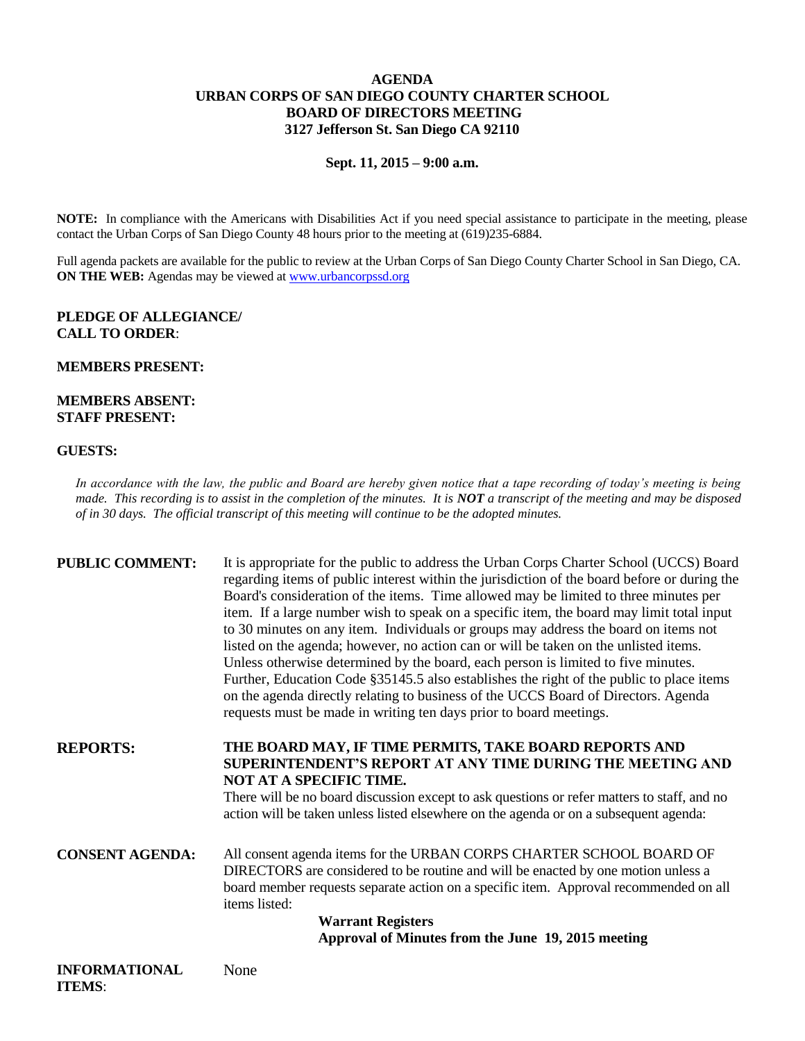# AGENDA
# URBAN CORPS OF SAN DIEGO COUNTY CHARTER SCHOOL
# BOARD OF DIRECTORS MEETING
# 3127 Jefferson St. San Diego CA 92110

**Sept. 11, 2015 – 9:00 a.m.**

**NOTE:** In compliance with the Americans with Disabilities Act if you need special assistance to participate in the meeting, please contact the Urban Corps of San Diego County 48 hours prior to the meeting at (619)235-6884.

Full agenda packets are available for the public to review at the Urban Corps of San Diego County Charter School in San Diego, CA.
**ON THE WEB:** Agendas may be viewed at www.urbancorpssd.org

**PLEDGE OF ALLEGIANCE/**
**CALL TO ORDER**:

**MEMBERS PRESENT:**

**MEMBERS ABSENT:**
**STAFF PRESENT:**

**GUESTS:**

*In accordance with the law, the public and Board are hereby given notice that a tape recording of today's meeting is being made. This recording is to assist in the completion of the minutes. It is **NOT** a transcript of the meeting and may be disposed of in 30 days. The official transcript of this meeting will continue to be the adopted minutes.*

**PUBLIC COMMENT:** It is appropriate for the public to address the Urban Corps Charter School (UCCS) Board regarding items of public interest within the jurisdiction of the board before or during the Board's consideration of the items. Time allowed may be limited to three minutes per item. If a large number wish to speak on a specific item, the board may limit total input to 30 minutes on any item. Individuals or groups may address the board on items not listed on the agenda; however, no action can or will be taken on the unlisted items. Unless otherwise determined by the board, each person is limited to five minutes. Further, Education Code §35145.5 also establishes the right of the public to place items on the agenda directly relating to business of the UCCS Board of Directors. Agenda requests must be made in writing ten days prior to board meetings.

**REPORTS:** **THE BOARD MAY, IF TIME PERMITS, TAKE BOARD REPORTS AND SUPERINTENDENT'S REPORT AT ANY TIME DURING THE MEETING AND NOT AT A SPECIFIC TIME.**
There will be no board discussion except to ask questions or refer matters to staff, and no action will be taken unless listed elsewhere on the agenda or on a subsequent agenda:

**CONSENT AGENDA:** All consent agenda items for the URBAN CORPS CHARTER SCHOOL BOARD OF DIRECTORS are considered to be routine and will be enacted by one motion unless a board member requests separate action on a specific item. Approval recommended on all items listed:

**Warrant Registers**
**Approval of Minutes from the June 19, 2015 meeting**

**INFORMATIONAL ITEMS**: None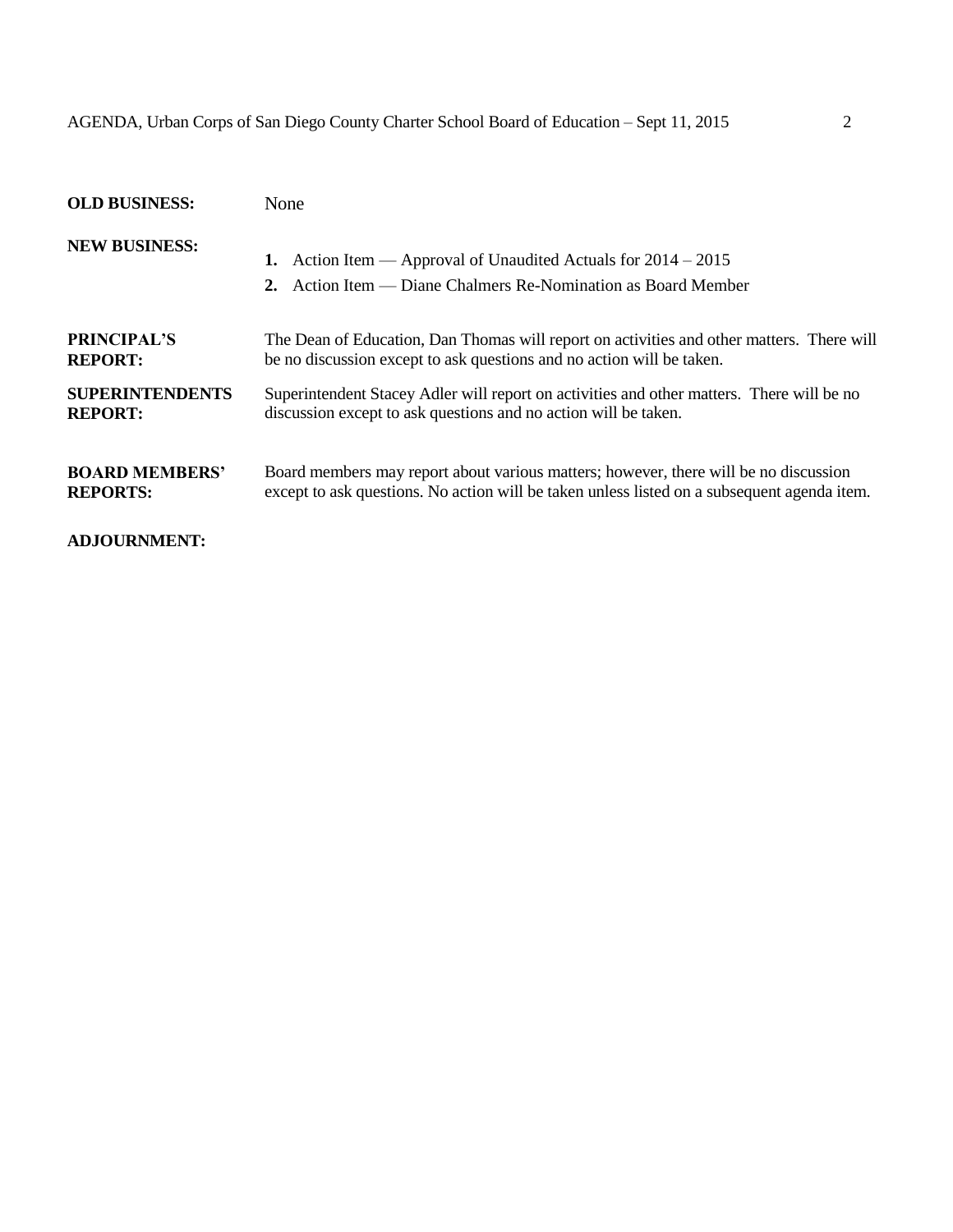**OLD BUSINESS:** None

**NEW BUSINESS:**

1. Action Item — Approval of Unaudited Actuals for 2014 – 2015
2. Action Item — Diane Chalmers Re-Nomination as Board Member

**PRINCIPAL'S REPORT:** The Dean of Education, Dan Thomas will report on activities and other matters. There will be no discussion except to ask questions and no action will be taken.

**SUPERINTENDENTS REPORT:** Superintendent Stacey Adler will report on activities and other matters. There will be no discussion except to ask questions and no action will be taken.

**BOARD MEMBERS' REPORTS:** Board members may report about various matters; however, there will be no discussion except to ask questions. No action will be taken unless listed on a subsequent agenda item.

**ADJOURNMENT:**